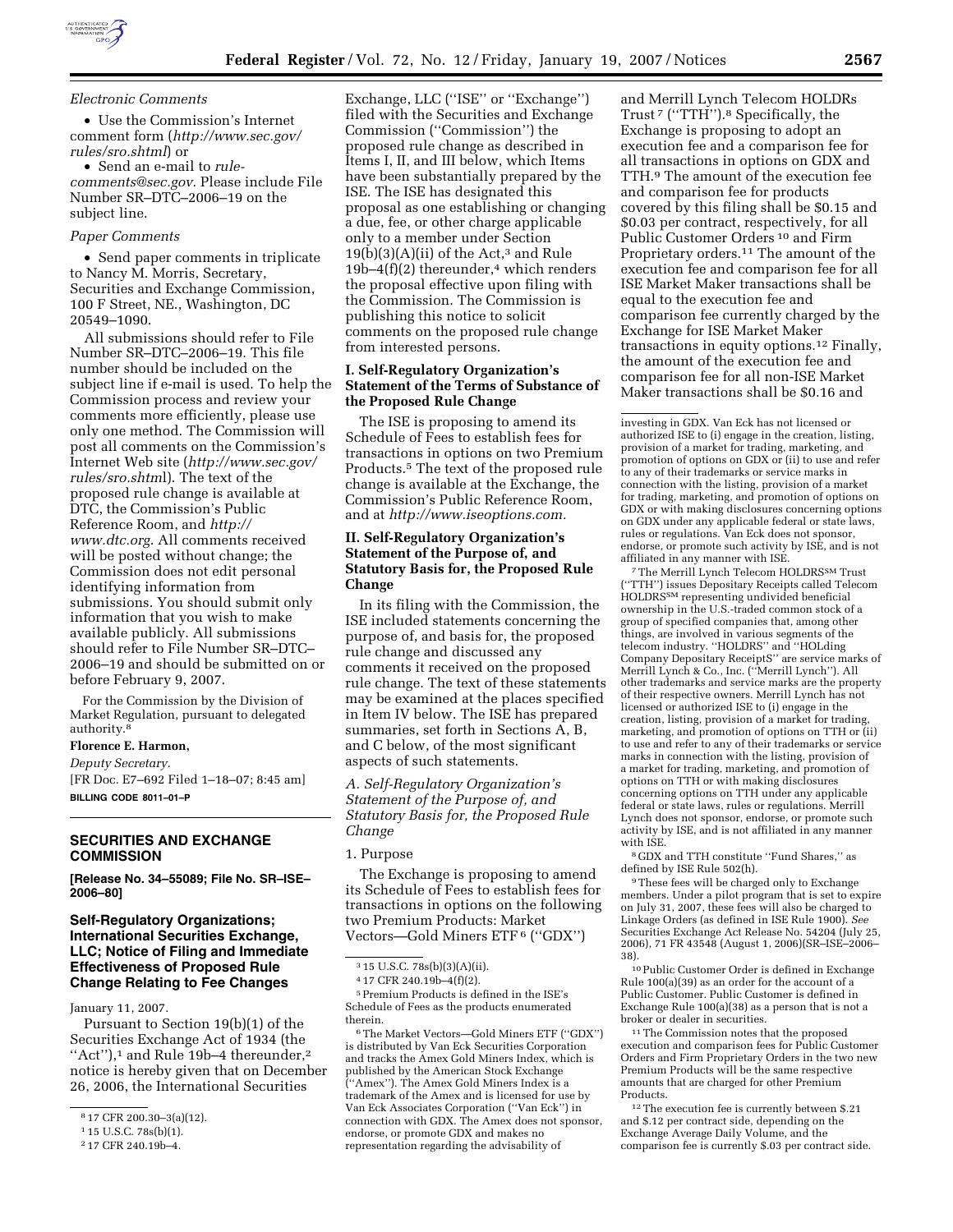*Electronic Comments*

- Use the Commission's Internet comment form (*http://www.sec.gov/rules/sro.shtml*) or
- Send an e-mail to *rule-comments@sec.gov*. Please include File Number SR–DTC–2006–19 on the subject line.

*Paper Comments*

- Send paper comments in triplicate to Nancy M. Morris, Secretary, Securities and Exchange Commission, 100 F Street, NE., Washington, DC 20549–1090.

All submissions should refer to File Number SR–DTC–2006–19. This file number should be included on the subject line if e-mail is used. To help the Commission process and review your comments more efficiently, please use only one method. The Commission will post all comments on the Commission's Internet Web site (*http://www.sec.gov/rules/sro.shtml*). The text of the proposed rule change is available at DTC, the Commission's Public Reference Room, and *http://www.dtc.org*. All comments received will be posted without change; the Commission does not edit personal identifying information from submissions. You should submit only information that you wish to make available publicly. All submissions should refer to File Number SR–DTC–2006–19 and should be submitted on or before February 9, 2007.

For the Commission by the Division of Market Regulation, pursuant to delegated authority.[8]

**Florence E. Harmon,**

*Deputy Secretary.*

[FR Doc. E7–692 Filed 1–18–07; 8:45 am]

**BILLING CODE 8011–01–P**

[8] 17 CFR 200.30–3(a)(12).

## SECURITIES AND EXCHANGE COMMISSION

**[Release No. 34–55089; File No. SR–ISE–2006–80]**

## Self-Regulatory Organizations; International Securities Exchange, LLC; Notice of Filing and Immediate Effectiveness of Proposed Rule Change Relating to Fee Changes

January 11, 2007.

Pursuant to Section 19(b)(1) of the Securities Exchange Act of 1934 (the "Act"),[1] and Rule 19b–4 thereunder,[2] notice is hereby given that on December 26, 2006, the International Securities Exchange, LLC ("ISE" or "Exchange") filed with the Securities and Exchange Commission ("Commission") the proposed rule change as described in Items I, II, and III below, which Items have been substantially prepared by the ISE. The ISE has designated this proposal as one establishing or changing a due, fee, or other charge applicable only to a member under Section 19(b)(3)(A)(ii) of the Act,[3] and Rule 19b–4(f)(2) thereunder,[4] which renders the proposal effective upon filing with the Commission. The Commission is publishing this notice to solicit comments on the proposed rule change from interested persons.

[1] 15 U.S.C. 78s(b)(1).

[2] 17 CFR 240.19b–4.

### I. Self-Regulatory Organization's Statement of the Terms of Substance of the Proposed Rule Change

The ISE is proposing to amend its Schedule of Fees to establish fees for transactions in options on two Premium Products.[5] The text of the proposed rule change is available at the Exchange, the Commission's Public Reference Room, and at *http://www.iseoptions.com.*

### II. Self-Regulatory Organization's Statement of the Purpose of, and Statutory Basis for, the Proposed Rule Change

In its filing with the Commission, the ISE included statements concerning the purpose of, and basis for, the proposed rule change and discussed any comments it received on the proposed rule change. The text of these statements may be examined at the places specified in Item IV below. The ISE has prepared summaries, set forth in Sections A, B, and C below, of the most significant aspects of such statements.

*A. Self-Regulatory Organization's Statement of the Purpose of, and Statutory Basis for, the Proposed Rule Change*

1. Purpose

The Exchange is proposing to amend its Schedule of Fees to establish fees for transactions in options on the following two Premium Products: Market Vectors—Gold Miners ETF[6] ("GDX") and Merrill Lynch Telecom HOLDRs Trust[7] ("TTH").[8] Specifically, the Exchange is proposing to adopt an execution fee and a comparison fee for all transactions in options on GDX and TTH.[9] The amount of the execution fee and comparison fee for products covered by this filing shall be $0.15 and $0.03 per contract, respectively, for all Public Customer Orders[10] and Firm Proprietary orders.[11] The amount of the execution fee and comparison fee for all ISE Market Maker transactions shall be equal to the execution fee and comparison fee currently charged by the Exchange for ISE Market Maker transactions in equity options.[12] Finally, the amount of the execution fee and comparison fee for all non-ISE Market Maker transactions shall be $0.16 and

[3] 15 U.S.C. 78s(b)(3)(A)(ii).

[4] 17 CFR 240.19b–4(f)(2).

[5] Premium Products is defined in the ISE's Schedule of Fees as the products enumerated therein.

[6] The Market Vectors—Gold Miners ETF ("GDX") is distributed by Van Eck Securities Corporation and tracks the Amex Gold Miners Index, which is published by the American Stock Exchange ("Amex"). The Amex Gold Miners Index is a trademark of the Amex and is licensed for use by Van Eck Associates Corporation ("Van Eck") in connection with GDX. The Amex does not sponsor, endorse, or promote GDX and makes no representation regarding the advisability of investing in GDX. Van Eck has not licensed or authorized ISE to (i) engage in the creation, listing, provision of a market for trading, marketing, and promotion of options on GDX or (ii) to use and refer to any of their trademarks or service marks in connection with the listing, provision of a market for trading, marketing, and promotion of options on GDX or with making disclosures concerning options on GDX under any applicable federal or state laws, rules or regulations. Van Eck does not sponsor, endorse, or promote such activity by ISE, and is not affiliated in any manner with ISE.

[7] The Merrill Lynch Telecom HOLDRS℠ Trust ("TTH") issues Depositary Receipts called Telecom HOLDRS℠ representing undivided beneficial ownership in the U.S.-traded common stock of a group of specified companies that, among other things, are involved in various segments of the telecom industry. "HOLDRS" and "HOLding Company Depositary ReceiptS" are service marks of Merrill Lynch & Co., Inc. ("Merrill Lynch"). All other trademarks and service marks are the property of their respective owners. Merrill Lynch has not licensed or authorized ISE to (i) engage in the creation, listing, provision of a market for trading, marketing, and promotion of options on TTH or (ii) to use and refer to any of their trademarks or service marks in connection with the listing, provision of a market for trading, marketing, and promotion of options on TTH or with making disclosures concerning options on TTH under any applicable federal or state laws, rules or regulations. Merrill Lynch does not sponsor, endorse, or promote such activity by ISE, and is not affiliated in any manner with ISE.

[8] GDX and TTH constitute "Fund Shares," as defined by ISE Rule 502(h).

[9] These fees will be charged only to Exchange members. Under a pilot program that is set to expire on July 31, 2007, these fees will also be charged to Linkage Orders (as defined in ISE Rule 1900). *See* Securities Exchange Act Release No. 54204 (July 25, 2006), 71 FR 43548 (August 1, 2006)(SR–ISE–2006–38).

[10] Public Customer Order is defined in Exchange Rule 100(a)(39) as an order for the account of a Public Customer. Public Customer is defined in Exchange Rule 100(a)(38) as a person that is not a broker or dealer in securities.

[11] The Commission notes that the proposed execution and comparison fees for Public Customer Orders and Firm Proprietary Orders in the two new Premium Products will be the same respective amounts that are charged for other Premium Products.

[12] The execution fee is currently between $.21 and $.12 per contract side, depending on the Exchange Average Daily Volume, and the comparison fee is currently $.03 per contract side.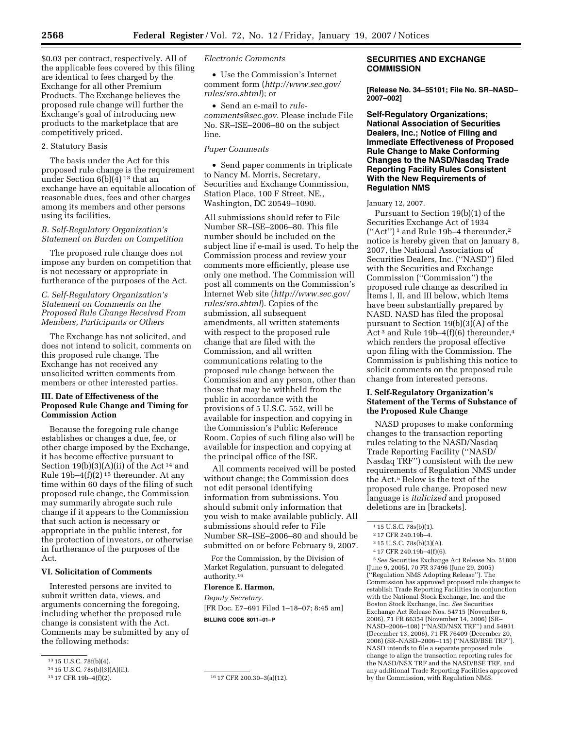$0.03 per contract, respectively. All of the applicable fees covered by this filing are identical to fees charged by the Exchange for all other Premium Products. The Exchange believes the proposed rule change will further the Exchange's goal of introducing new products to the marketplace that are competitively priced.

2. Statutory Basis

The basis under the Act for this proposed rule change is the requirement under Section 6(b)(4) [13] that an exchange have an equitable allocation of reasonable dues, fees and other charges among its members and other persons using its facilities.

*B. Self-Regulatory Organization's Statement on Burden on Competition*

The proposed rule change does not impose any burden on competition that is not necessary or appropriate in furtherance of the purposes of the Act.

*C. Self-Regulatory Organization's Statement on Comments on the Proposed Rule Change Received From Members, Participants or Others*

The Exchange has not solicited, and does not intend to solicit, comments on this proposed rule change. The Exchange has not received any unsolicited written comments from members or other interested parties.

**III. Date of Effectiveness of the Proposed Rule Change and Timing for Commission Action**

Because the foregoing rule change establishes or changes a due, fee, or other charge imposed by the Exchange, it has become effective pursuant to Section 19(b)(3)(A)(ii) of the Act [14] and Rule 19b–4(f)(2) [15] thereunder. At any time within 60 days of the filing of such proposed rule change, the Commission may summarily abrogate such rule change if it appears to the Commission that such action is necessary or appropriate in the public interest, for the protection of investors, or otherwise in furtherance of the purposes of the Act.

**VI. Solicitation of Comments**

Interested persons are invited to submit written data, views, and arguments concerning the foregoing, including whether the proposed rule change is consistent with the Act. Comments may be submitted by any of the following methods:

[13] 15 U.S.C. 78f(b)(4).

[14] 15 U.S.C. 78s(b)(3)(A)(ii).

[15] 17 CFR 19b–4(f)(2).

*Electronic Comments*

- Use the Commission's Internet comment form (*http://www.sec.gov/rules/sro.shtml*); or
- Send an e-mail to *rule-comments@sec.gov*. Please include File No. SR–ISE–2006–80 on the subject line.

*Paper Comments*

- Send paper comments in triplicate to Nancy M. Morris, Secretary, Securities and Exchange Commission, Station Place, 100 F Street, NE., Washington, DC 20549–1090.

All submissions should refer to File Number SR–ISE–2006–80. This file number should be included on the subject line if e-mail is used. To help the Commission process and review your comments more efficiently, please use only one method. The Commission will post all comments on the Commission's Internet Web site (*http://www.sec.gov/rules/sro.shtml*). Copies of the submission, all subsequent amendments, all written statements with respect to the proposed rule change that are filed with the Commission, and all written communications relating to the proposed rule change between the Commission and any person, other than those that may be withheld from the public in accordance with the provisions of 5 U.S.C. 552, will be available for inspection and copying in the Commission's Public Reference Room. Copies of such filing also will be available for inspection and copying at the principal office of the ISE.

All comments received will be posted without change; the Commission does not edit personal identifying information from submissions. You should submit only information that you wish to make available publicly. All submissions should refer to File Number SR–ISE–2006–80 and should be submitted on or before February 9, 2007.

For the Commission, by the Division of Market Regulation, pursuant to delegated authority.[16]

**Florence E. Harmon,**

*Deputy Secretary.*

[FR Doc. E7–691 Filed 1–18–07; 8:45 am]

**BILLING CODE 8011–01–P**

[16] 17 CFR 200.30–3(a)(12).

**SECURITIES AND EXCHANGE COMMISSION**

**[Release No. 34–55101; File No. SR–NASD–2007–002]**

**Self-Regulatory Organizations; National Association of Securities Dealers, Inc.; Notice of Filing and Immediate Effectiveness of Proposed Rule Change to Make Conforming Changes to the NASD/Nasdaq Trade Reporting Facility Rules Consistent With the New Requirements of Regulation NMS**

January 12, 2007.

Pursuant to Section 19(b)(1) of the Securities Exchange Act of 1934 (''Act'') [1] and Rule 19b–4 thereunder,[2] notice is hereby given that on January 8, 2007, the National Association of Securities Dealers, Inc. (''NASD'') filed with the Securities and Exchange Commission (''Commission'') the proposed rule change as described in Items I, II, and III below, which Items have been substantially prepared by NASD. NASD has filed the proposal pursuant to Section 19(b)(3)(A) of the Act [3] and Rule 19b–4(f)(6) thereunder,[4] which renders the proposal effective upon filing with the Commission. The Commission is publishing this notice to solicit comments on the proposed rule change from interested persons.

**I. Self-Regulatory Organization's Statement of the Terms of Substance of the Proposed Rule Change**

NASD proposes to make conforming changes to the transaction reporting rules relating to the NASD/Nasdaq Trade Reporting Facility (''NASD/Nasdaq TRF'') consistent with the new requirements of Regulation NMS under the Act.[5] Below is the text of the proposed rule change. Proposed new language is *italicized* and proposed deletions are in [brackets].

[1] 15 U.S.C. 78s(b)(1).

[2] 17 CFR 240.19b–4.

[3] 15 U.S.C. 78s(b)(3)(A).

[4] 17 CFR 240.19b–4(f)(6).

[5] *See* Securities Exchange Act Release No. 51808 (June 9, 2005), 70 FR 37496 (June 29, 2005) (''Regulation NMS Adopting Release''). The Commission has approved proposed rule changes to establish Trade Reporting Facilities in conjunction with the National Stock Exchange, Inc. and the Boston Stock Exchange, Inc. *See* Securities Exchange Act Release Nos. 54715 (November 6, 2006), 71 FR 66354 (November 14, 2006) (SR–NASD–2006–108) (''NASD/NSX TRF'') and 54931 (December 13, 2006), 71 FR 76409 (December 20, 2006) (SR–NASD–2006–115) (''NASD/BSE TRF''). NASD intends to file a separate proposed rule change to align the transaction reporting rules for the NASD/NSX TRF and the NASD/BSE TRF, and any additional Trade Reporting Facilities approved by the Commission, with Regulation NMS.